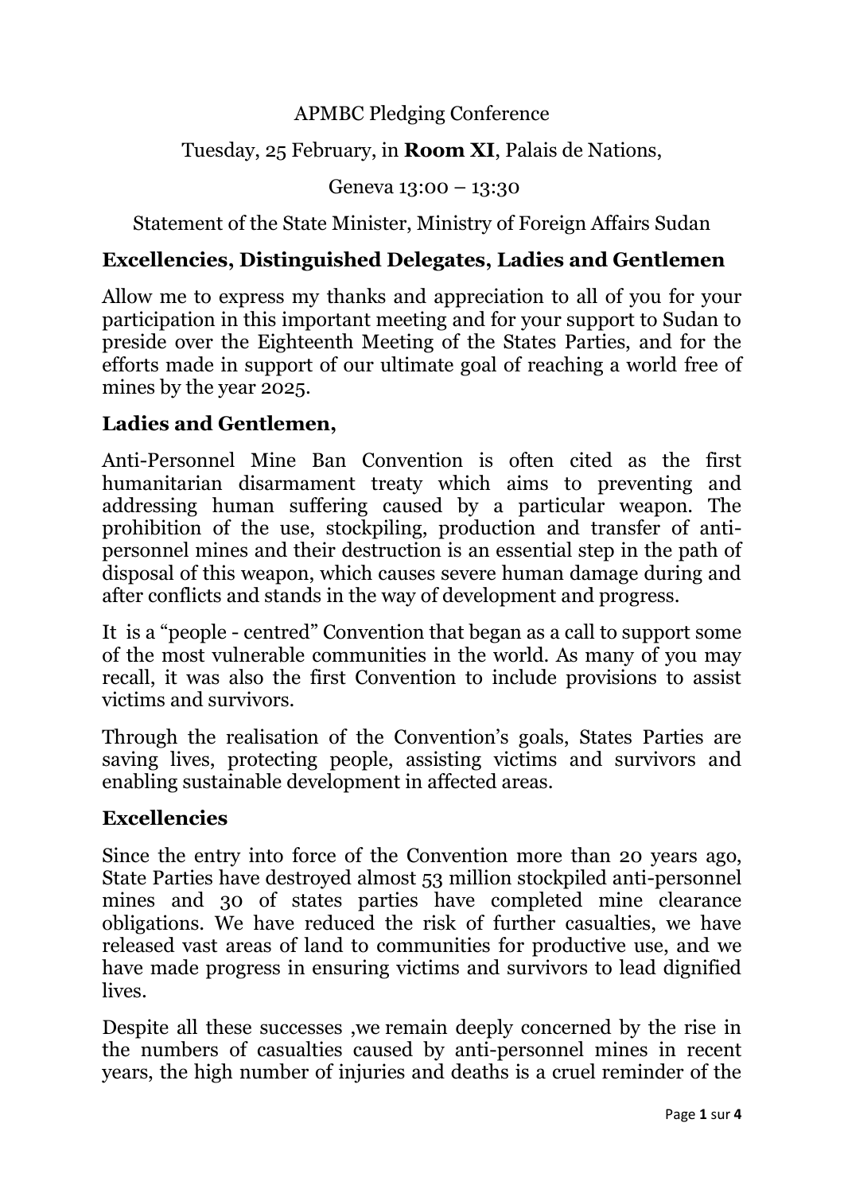APMBC Pledging Conference

Tuesday, 25 February, in **Room XI**, Palais de Nations,

Geneva 13:00 – 13:30

Statement of the State Minister, Ministry of Foreign Affairs Sudan

**Excellencies, Distinguished Delegates, Ladies and Gentlemen**

Allow me to express my thanks and appreciation to all of you for your participation in this important meeting and for your support to Sudan to preside over the Eighteenth Meeting of the States Parties, and for the efforts made in support of our ultimate goal of reaching a world free of mines by the year 2025.

**Ladies and Gentlemen,**

Anti-Personnel Mine Ban Convention is often cited as the first humanitarian disarmament treaty which aims to preventing and addressing human suffering caused by a particular weapon. The prohibition of the use, stockpiling, production and transfer of anti-personnel mines and their destruction is an essential step in the path of disposal of this weapon, which causes severe human damage during and after conflicts and stands in the way of development and progress.

It is a "people - centred" Convention that began as a call to support some of the most vulnerable communities in the world. As many of you may recall, it was also the first Convention to include provisions to assist victims and survivors.

Through the realisation of the Convention's goals, States Parties are saving lives, protecting people, assisting victims and survivors and enabling sustainable development in affected areas.

**Excellencies**

Since the entry into force of the Convention more than 20 years ago, State Parties have destroyed almost 53 million stockpiled anti-personnel mines and 30 of states parties have completed mine clearance obligations. We have reduced the risk of further casualties, we have released vast areas of land to communities for productive use, and we have made progress in ensuring victims and survivors to lead dignified lives.

Despite all these successes ,we remain deeply concerned by the rise in the numbers of casualties caused by anti-personnel mines in recent years, the high number of injuries and deaths is a cruel reminder of the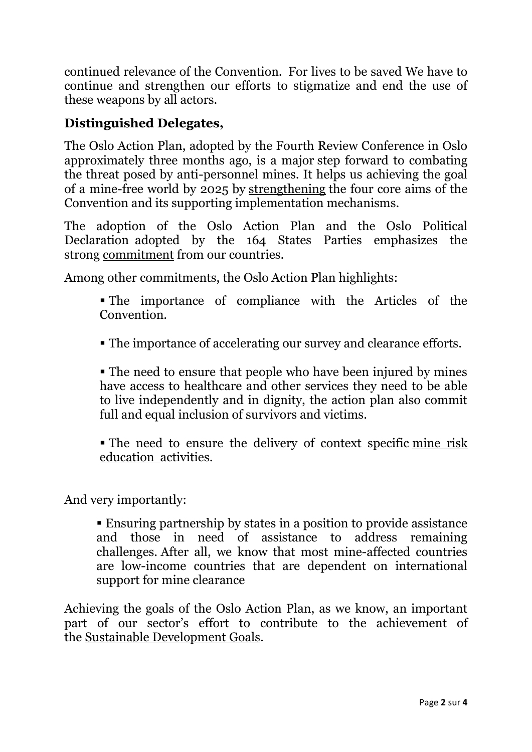continued relevance of the Convention. For lives to be saved We have to continue and strengthen our efforts to stigmatize and end the use of these weapons by all actors.

**Distinguished Delegates,**

The Oslo Action Plan, adopted by the Fourth Review Conference in Oslo approximately three months ago, is a major step forward to combating the threat posed by anti-personnel mines. It helps us achieving the goal of a mine-free world by 2025 by strengthening the four core aims of the Convention and its supporting implementation mechanisms.

The adoption of the Oslo Action Plan and the Oslo Political Declaration adopted by the 164 States Parties emphasizes the strong commitment from our countries.

Among other commitments, the Oslo Action Plan highlights:

- The importance of compliance with the Articles of the Convention.
- The importance of accelerating our survey and clearance efforts.
- The need to ensure that people who have been injured by mines have access to healthcare and other services they need to be able to live independently and in dignity, the action plan also commit full and equal inclusion of survivors and victims.
- The need to ensure the delivery of context specific mine risk education activities.

And very importantly:

- Ensuring partnership by states in a position to provide assistance and those in need of assistance to address remaining challenges. After all, we know that most mine-affected countries are low-income countries that are dependent on international support for mine clearance

Achieving the goals of the Oslo Action Plan, as we know, an important part of our sector's effort to contribute to the achievement of the Sustainable Development Goals.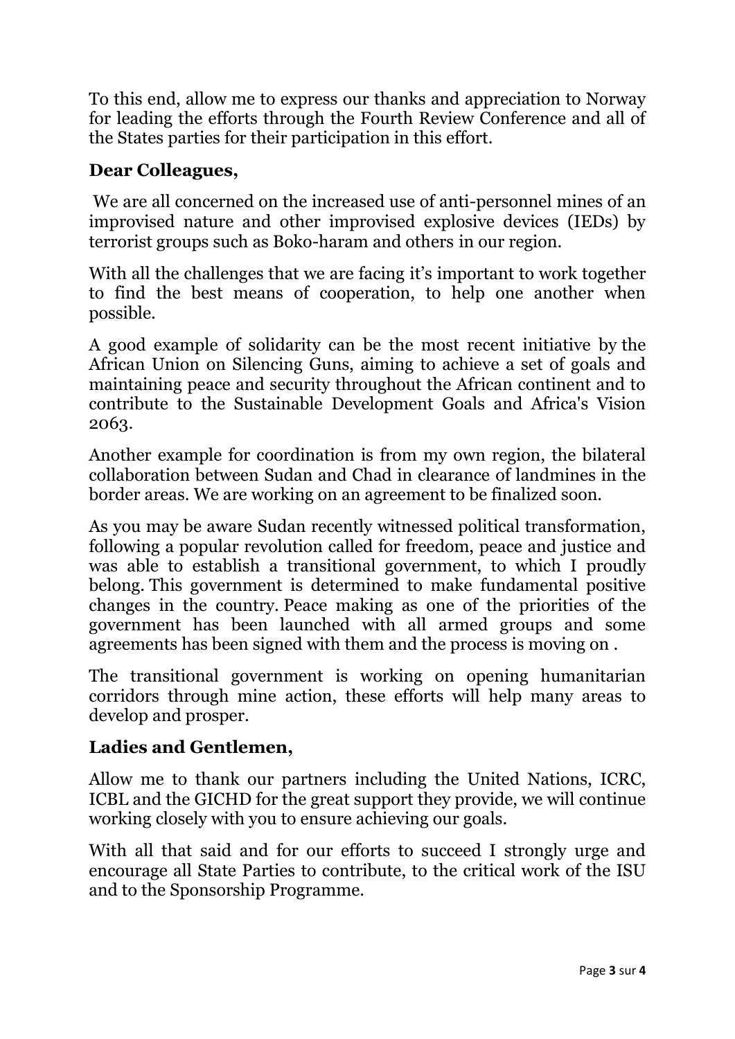To this end, allow me to express our thanks and appreciation to Norway for leading the efforts through the Fourth Review Conference and all of the States parties for their participation in this effort.

**Dear Colleagues,**

We are all concerned on the increased use of anti-personnel mines of an improvised nature and other improvised explosive devices (IEDs) by terrorist groups such as Boko-haram and others in our region.

With all the challenges that we are facing it's important to work together to find the best means of cooperation, to help one another when possible.

A good example of solidarity can be the most recent initiative by the African Union on Silencing Guns, aiming to achieve a set of goals and maintaining peace and security throughout the African continent and to contribute to the Sustainable Development Goals and Africa's Vision 2063.

Another example for coordination is from my own region, the bilateral collaboration between Sudan and Chad in clearance of landmines in the border areas. We are working on an agreement to be finalized soon.

As you may be aware Sudan recently witnessed political transformation, following a popular revolution called for freedom, peace and justice and was able to establish a transitional government, to which I proudly belong. This government is determined to make fundamental positive changes in the country. Peace making as one of the priorities of the government has been launched with all armed groups and some agreements has been signed with them and the process is moving on .

The transitional government is working on opening humanitarian corridors through mine action, these efforts will help many areas to develop and prosper.

**Ladies and Gentlemen,**

Allow me to thank our partners including the United Nations, ICRC, ICBL and the GICHD for the great support they provide, we will continue working closely with you to ensure achieving our goals.

With all that said and for our efforts to succeed I strongly urge and encourage all State Parties to contribute, to the critical work of the ISU and to the Sponsorship Programme.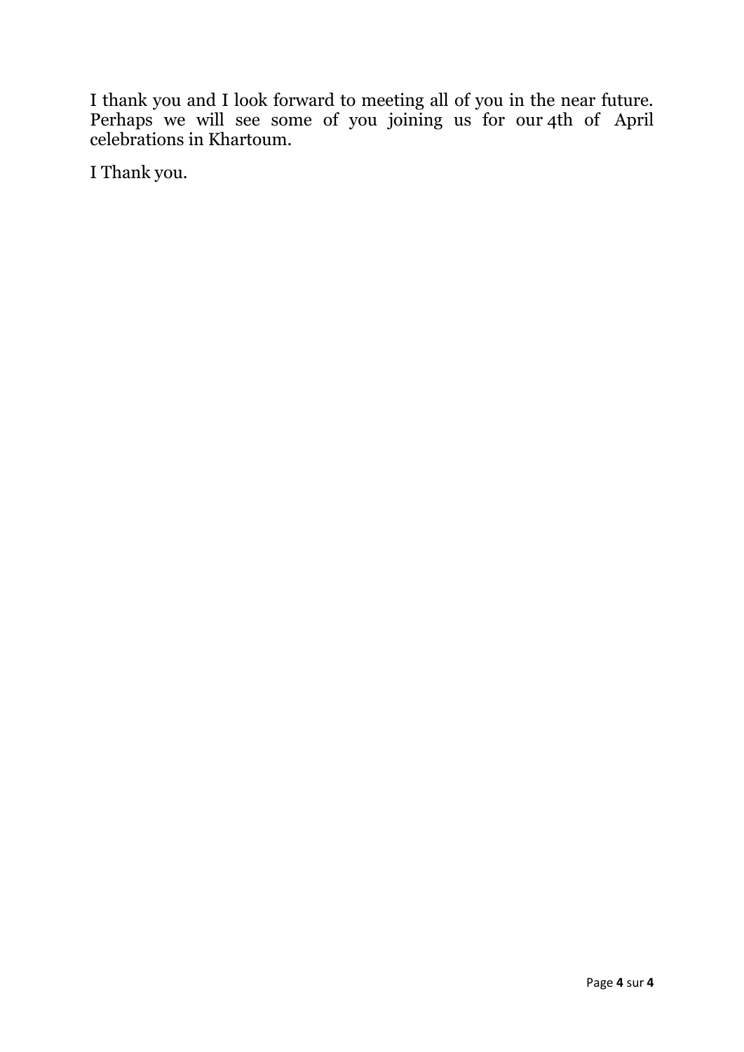I thank you and I look forward to meeting all of you in the near future. Perhaps we will see some of you joining us for our 4th of April celebrations in Khartoum.

I Thank you.